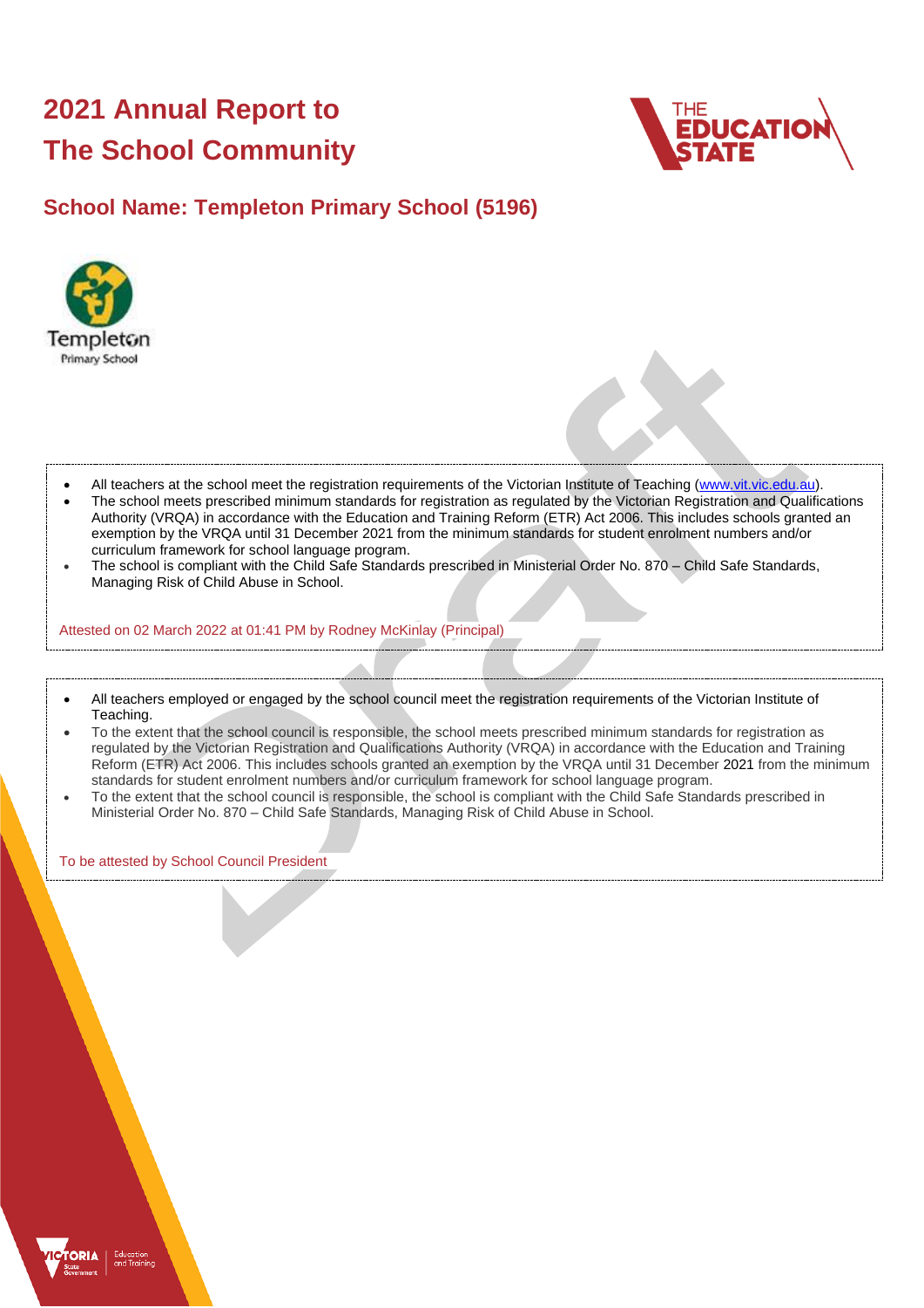# 2021 Annual Report to The School Community

## School Name: Templeton Primary School (5196)

- All teachers at the school meet the registration requirements of the Victorian Institute of Teaching (www.vit.vic.edu.au).
- The school meets prescribed minimum standards for registration as regulated by the Victorian Registration and Qualifications Authority (VRQA) in accordance with the Education and Training Reform (ETR) Act 2006. This includes schools granted an exemption by the VRQA until 31 December 2021 from the minimum standards for student enrolment numbers and/or curriculum framework for school language program.
- The school is compliant with the Child Safe Standards prescribed in Ministerial Order No. 870 – Child Safe Standards, Managing Risk of Child Abuse in School.

Attested on 02 March 2022 at 01:41 PM by Rodney McKinlay (Principal)

- All teachers employed or engaged by the school council meet the registration requirements of the Victorian Institute of Teaching.
- To the extent that the school council is responsible, the school meets prescribed minimum standards for registration as regulated by the Victorian Registration and Qualifications Authority (VRQA) in accordance with the Education and Training Reform (ETR) Act 2006. This includes schools granted an exemption by the VRQA until 31 December 2021 from the minimum standards for student enrolment numbers and/or curriculum framework for school language program.
- To the extent that the school council is responsible, the school is compliant with the Child Safe Standards prescribed in Ministerial Order No. 870 – Child Safe Standards, Managing Risk of Child Abuse in School.

To be attested by School Council President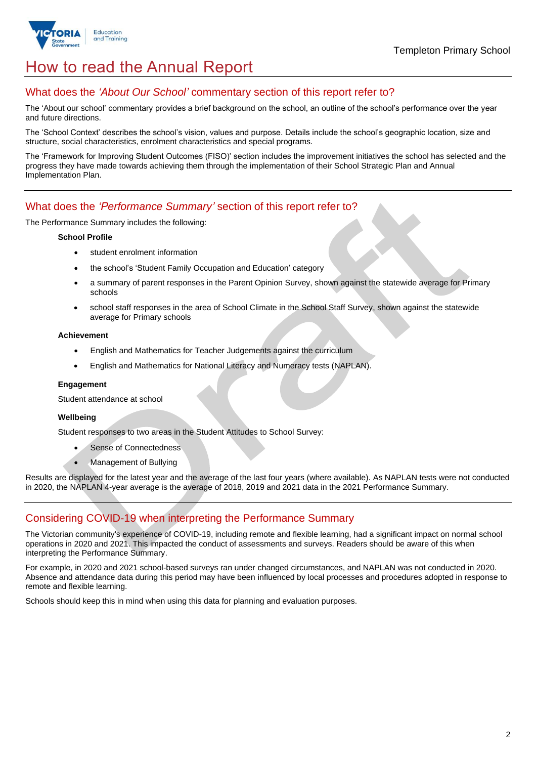# How to read the Annual Report

## What does the *'About Our School'* commentary section of this report refer to?

The 'About our school' commentary provides a brief background on the school, an outline of the school's performance over the year and future directions.

The 'School Context' describes the school's vision, values and purpose. Details include the school's geographic location, size and structure, social characteristics, enrolment characteristics and special programs.

The 'Framework for Improving Student Outcomes (FISO)' section includes the improvement initiatives the school has selected and the progress they have made towards achieving them through the implementation of their School Strategic Plan and Annual Implementation Plan.

## What does the *'Performance Summary'* section of this report refer to?

The Performance Summary includes the following:

**School Profile**

- student enrolment information
- the school's 'Student Family Occupation and Education' category
- a summary of parent responses in the Parent Opinion Survey, shown against the statewide average for Primary schools
- school staff responses in the area of School Climate in the School Staff Survey, shown against the statewide average for Primary schools

**Achievement**

- English and Mathematics for Teacher Judgements against the curriculum
- English and Mathematics for National Literacy and Numeracy tests (NAPLAN).

**Engagement**

Student attendance at school

**Wellbeing**

Student responses to two areas in the Student Attitudes to School Survey:

- Sense of Connectedness
- Management of Bullying

Results are displayed for the latest year and the average of the last four years (where available). As NAPLAN tests were not conducted in 2020, the NAPLAN 4-year average is the average of 2018, 2019 and 2021 data in the 2021 Performance Summary.

## Considering COVID-19 when interpreting the Performance Summary

The Victorian community's experience of COVID-19, including remote and flexible learning, had a significant impact on normal school operations in 2020 and 2021. This impacted the conduct of assessments and surveys. Readers should be aware of this when interpreting the Performance Summary.

For example, in 2020 and 2021 school-based surveys ran under changed circumstances, and NAPLAN was not conducted in 2020. Absence and attendance data during this period may have been influenced by local processes and procedures adopted in response to remote and flexible learning.

Schools should keep this in mind when using this data for planning and evaluation purposes.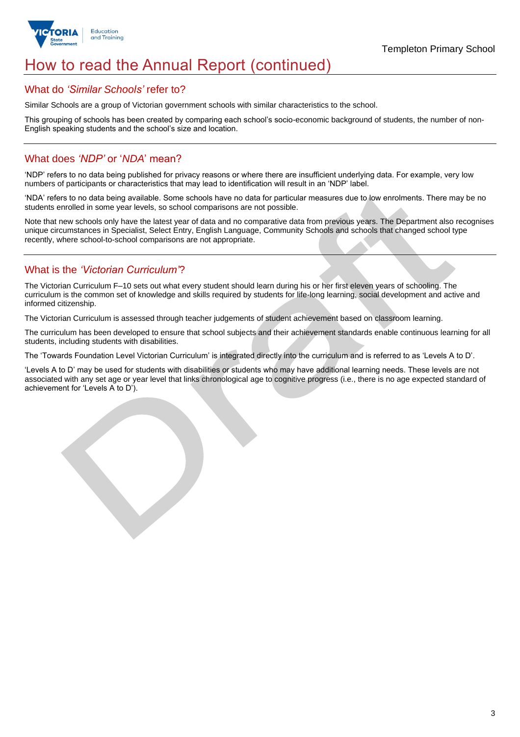# How to read the Annual Report (continued)

## What do *'Similar Schools'* refer to?

Similar Schools are a group of Victorian government schools with similar characteristics to the school.

This grouping of schools has been created by comparing each school's socio-economic background of students, the number of non-English speaking students and the school's size and location.

## What does *'NDP'* or '*NDA*' mean?

'NDP' refers to no data being published for privacy reasons or where there are insufficient underlying data. For example, very low numbers of participants or characteristics that may lead to identification will result in an 'NDP' label.

'NDA' refers to no data being available. Some schools have no data for particular measures due to low enrolments. There may be no students enrolled in some year levels, so school comparisons are not possible.

Note that new schools only have the latest year of data and no comparative data from previous years. The Department also recognises unique circumstances in Specialist, Select Entry, English Language, Community Schools and schools that changed school type recently, where school-to-school comparisons are not appropriate.

## What is the *'Victorian Curriculum'*?

The Victorian Curriculum F–10 sets out what every student should learn during his or her first eleven years of schooling. The curriculum is the common set of knowledge and skills required by students for life-long learning, social development and active and informed citizenship.

The Victorian Curriculum is assessed through teacher judgements of student achievement based on classroom learning.

The curriculum has been developed to ensure that school subjects and their achievement standards enable continuous learning for all students, including students with disabilities.

The 'Towards Foundation Level Victorian Curriculum' is integrated directly into the curriculum and is referred to as 'Levels A to D'.

'Levels A to D' may be used for students with disabilities or students who may have additional learning needs. These levels are not associated with any set age or year level that links chronological age to cognitive progress (i.e., there is no age expected standard of achievement for 'Levels A to D').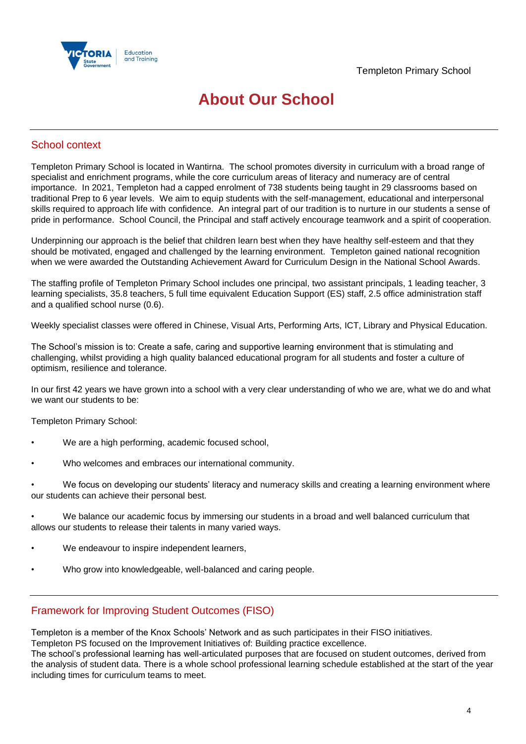# About Our School

## School context

Templeton Primary School is located in Wantirna. The school promotes diversity in curriculum with a broad range of specialist and enrichment programs, while the core curriculum areas of literacy and numeracy are of central importance. In 2021, Templeton had a capped enrolment of 738 students being taught in 29 classrooms based on traditional Prep to 6 year levels. We aim to equip students with the self-management, educational and interpersonal skills required to approach life with confidence. An integral part of our tradition is to nurture in our students a sense of pride in performance. School Council, the Principal and staff actively encourage teamwork and a spirit of cooperation.

Underpinning our approach is the belief that children learn best when they have healthy self-esteem and that they should be motivated, engaged and challenged by the learning environment. Templeton gained national recognition when we were awarded the Outstanding Achievement Award for Curriculum Design in the National School Awards.

The staffing profile of Templeton Primary School includes one principal, two assistant principals, 1 leading teacher, 3 learning specialists, 35.8 teachers, 5 full time equivalent Education Support (ES) staff, 2.5 office administration staff and a qualified school nurse (0.6).

Weekly specialist classes were offered in Chinese, Visual Arts, Performing Arts, ICT, Library and Physical Education.

The School's mission is to: Create a safe, caring and supportive learning environment that is stimulating and challenging, whilst providing a high quality balanced educational program for all students and foster a culture of optimism, resilience and tolerance.

In our first 42 years we have grown into a school with a very clear understanding of who we are, what we do and what we want our students to be:

Templeton Primary School:

- We are a high performing, academic focused school,
- Who welcomes and embraces our international community.
- We focus on developing our students' literacy and numeracy skills and creating a learning environment where our students can achieve their personal best.
- We balance our academic focus by immersing our students in a broad and well balanced curriculum that allows our students to release their talents in many varied ways.
- We endeavour to inspire independent learners,
- Who grow into knowledgeable, well-balanced and caring people.

## Framework for Improving Student Outcomes (FISO)

Templeton is a member of the Knox Schools' Network and as such participates in their FISO initiatives.
Templeton PS focused on the Improvement Initiatives of: Building practice excellence.
The school's professional learning has well-articulated purposes that are focused on student outcomes, derived from the analysis of student data. There is a whole school professional learning schedule established at the start of the year including times for curriculum teams to meet.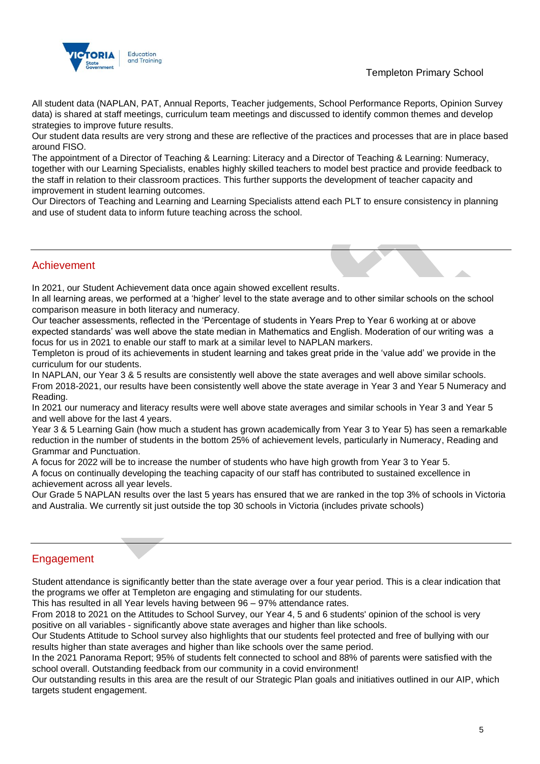All student data (NAPLAN, PAT, Annual Reports, Teacher judgements, School Performance Reports, Opinion Survey data) is shared at staff meetings, curriculum team meetings and discussed to identify common themes and develop strategies to improve future results.
Our student data results are very strong and these are reflective of the practices and processes that are in place based around FISO.
The appointment of a Director of Teaching & Learning: Literacy and a Director of Teaching & Learning: Numeracy, together with our Learning Specialists, enables highly skilled teachers to model best practice and provide feedback to the staff in relation to their classroom practices. This further supports the development of teacher capacity and improvement in student learning outcomes.
Our Directors of Teaching and Learning and Learning Specialists attend each PLT to ensure consistency in planning and use of student data to inform future teaching across the school.

## Achievement

In 2021, our Student Achievement data once again showed excellent results.
In all learning areas, we performed at a 'higher' level to the state average and to other similar schools on the school comparison measure in both literacy and numeracy.
Our teacher assessments, reflected in the 'Percentage of students in Years Prep to Year 6 working at or above expected standards' was well above the state median in Mathematics and English. Moderation of our writing was a focus for us in 2021 to enable our staff to mark at a similar level to NAPLAN markers.
Templeton is proud of its achievements in student learning and takes great pride in the 'value add' we provide in the curriculum for our students.
In NAPLAN, our Year 3 & 5 results are consistently well above the state averages and well above similar schools.
From 2018-2021, our results have been consistently well above the state average in Year 3 and Year 5 Numeracy and Reading.
In 2021 our numeracy and literacy results were well above state averages and similar schools in Year 3 and Year 5 and well above for the last 4 years.
Year 3 & 5 Learning Gain (how much a student has grown academically from Year 3 to Year 5) has seen a remarkable reduction in the number of students in the bottom 25% of achievement levels, particularly in Numeracy, Reading and Grammar and Punctuation.
A focus for 2022 will be to increase the number of students who have high growth from Year 3 to Year 5.
A focus on continually developing the teaching capacity of our staff has contributed to sustained excellence in achievement across all year levels.
Our Grade 5 NAPLAN results over the last 5 years has ensured that we are ranked in the top 3% of schools in Victoria and Australia. We currently sit just outside the top 30 schools in Victoria (includes private schools)

## Engagement

Student attendance is significantly better than the state average over a four year period. This is a clear indication that the programs we offer at Templeton are engaging and stimulating for our students.
This has resulted in all Year levels having between 96 – 97% attendance rates.
From 2018 to 2021 on the Attitudes to School Survey, our Year 4, 5 and 6 students' opinion of the school is very positive on all variables - significantly above state averages and higher than like schools.
Our Students Attitude to School survey also highlights that our students feel protected and free of bullying with our results higher than state averages and higher than like schools over the same period.
In the 2021 Panorama Report; 95% of students felt connected to school and 88% of parents were satisfied with the school overall. Outstanding feedback from our community in a covid environment!
Our outstanding results in this area are the result of our Strategic Plan goals and initiatives outlined in our AIP, which targets student engagement.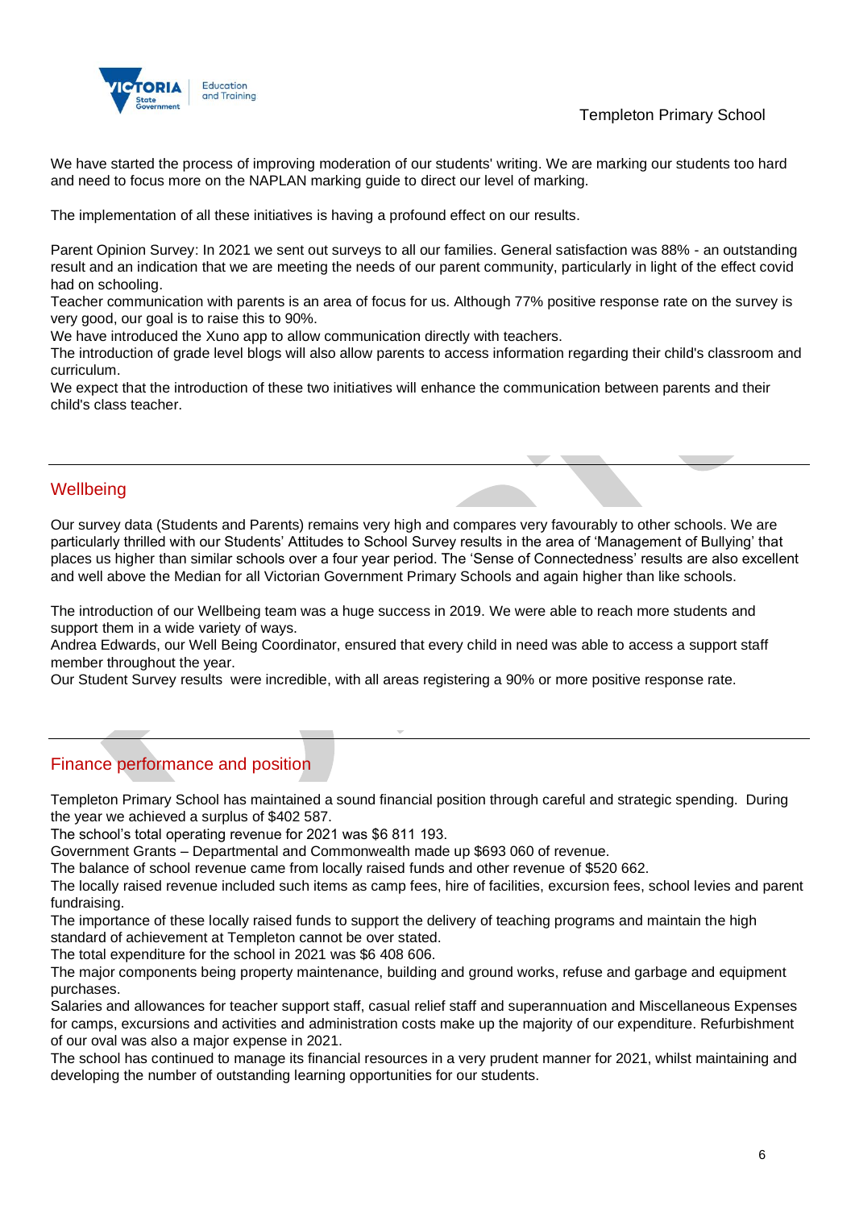We have started the process of improving moderation of our students' writing. We are marking our students too hard and need to focus more on the NAPLAN marking guide to direct our level of marking.

The implementation of all these initiatives is having a profound effect on our results.

Parent Opinion Survey: In 2021 we sent out surveys to all our families. General satisfaction was 88% - an outstanding result and an indication that we are meeting the needs of our parent community, particularly in light of the effect covid had on schooling.
Teacher communication with parents is an area of focus for us. Although 77% positive response rate on the survey is very good, our goal is to raise this to 90%.
We have introduced the Xuno app to allow communication directly with teachers.
The introduction of grade level blogs will also allow parents to access information regarding their child's classroom and curriculum.
We expect that the introduction of these two initiatives will enhance the communication between parents and their child's class teacher.

## Wellbeing

Our survey data (Students and Parents) remains very high and compares very favourably to other schools. We are particularly thrilled with our Students' Attitudes to School Survey results in the area of 'Management of Bullying' that places us higher than similar schools over a four year period. The 'Sense of Connectedness' results are also excellent and well above the Median for all Victorian Government Primary Schools and again higher than like schools.

The introduction of our Wellbeing team was a huge success in 2019. We were able to reach more students and support them in a wide variety of ways.
Andrea Edwards, our Well Being Coordinator, ensured that every child in need was able to access a support staff member throughout the year.
Our Student Survey results were incredible, with all areas registering a 90% or more positive response rate.

## Finance performance and position

Templeton Primary School has maintained a sound financial position through careful and strategic spending. During the year we achieved a surplus of $402 587.
The school's total operating revenue for 2021 was $6 811 193.
Government Grants – Departmental and Commonwealth made up $693 060 of revenue.
The balance of school revenue came from locally raised funds and other revenue of $520 662.
The locally raised revenue included such items as camp fees, hire of facilities, excursion fees, school levies and parent fundraising.
The importance of these locally raised funds to support the delivery of teaching programs and maintain the high standard of achievement at Templeton cannot be over stated.
The total expenditure for the school in 2021 was $6 408 606.
The major components being property maintenance, building and ground works, refuse and garbage and equipment purchases.
Salaries and allowances for teacher support staff, casual relief staff and superannuation and Miscellaneous Expenses for camps, excursions and activities and administration costs make up the majority of our expenditure. Refurbishment of our oval was also a major expense in 2021.
The school has continued to manage its financial resources in a very prudent manner for 2021, whilst maintaining and developing the number of outstanding learning opportunities for our students.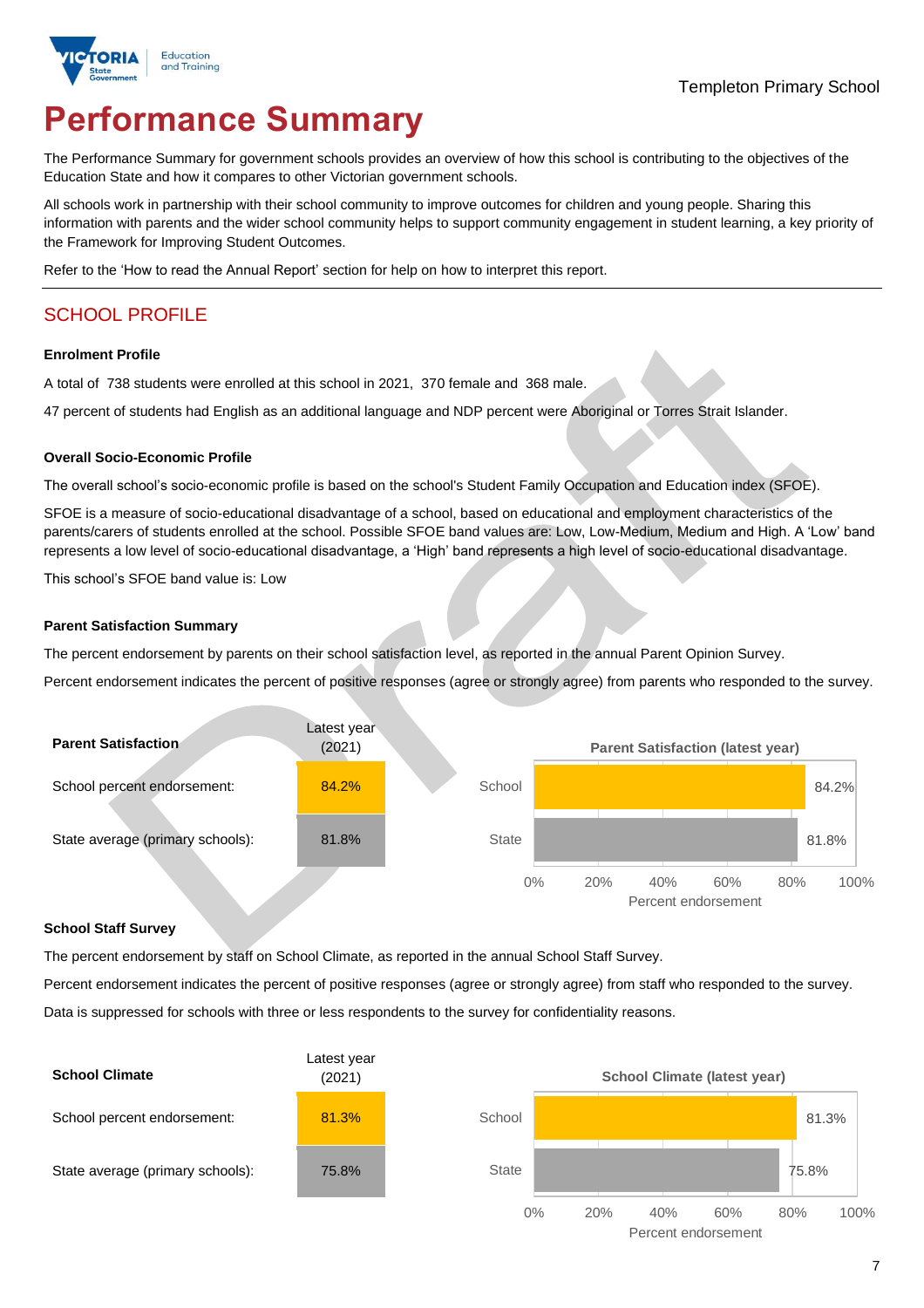# Performance Summary

The Performance Summary for government schools provides an overview of how this school is contributing to the objectives of the Education State and how it compares to other Victorian government schools.

All schools work in partnership with their school community to improve outcomes for children and young people. Sharing this information with parents and the wider school community helps to support community engagement in student learning, a key priority of the Framework for Improving Student Outcomes.

Refer to the 'How to read the Annual Report' section for help on how to interpret this report.

## SCHOOL PROFILE

### Enrolment Profile

A total of 738 students were enrolled at this school in 2021, 370 female and 368 male.

47 percent of students had English as an additional language and NDP percent were Aboriginal or Torres Strait Islander.

### Overall Socio-Economic Profile

The overall school's socio-economic profile is based on the school's Student Family Occupation and Education index (SFOE).

SFOE is a measure of socio-educational disadvantage of a school, based on educational and employment characteristics of the parents/carers of students enrolled at the school. Possible SFOE band values are: Low, Low-Medium, Medium and High. A 'Low' band represents a low level of socio-educational disadvantage, a 'High' band represents a high level of socio-educational disadvantage.

This school's SFOE band value is: Low

### Parent Satisfaction Summary

The percent endorsement by parents on their school satisfaction level, as reported in the annual Parent Opinion Survey.

Percent endorsement indicates the percent of positive responses (agree or strongly agree) from parents who responded to the survey.

| Parent Satisfaction | Latest year (2021) |
| --- | --- |
| School percent endorsement: | 84.2% |
| State average (primary schools): | 81.8% |

**Parent Satisfaction (latest year)**

| | Percent endorsement |
| --- | --- |
| School | 84.2% |
| State | 81.8% |

### School Staff Survey

The percent endorsement by staff on School Climate, as reported in the annual School Staff Survey.

Percent endorsement indicates the percent of positive responses (agree or strongly agree) from staff who responded to the survey.

Data is suppressed for schools with three or less respondents to the survey for confidentiality reasons.

| School Climate | Latest year (2021) |
| --- | --- |
| School percent endorsement: | 81.3% |
| State average (primary schools): | 75.8% |

**School Climate (latest year)**

| | Percent endorsement |
| --- | --- |
| School | 81.3% |
| State | 75.8% |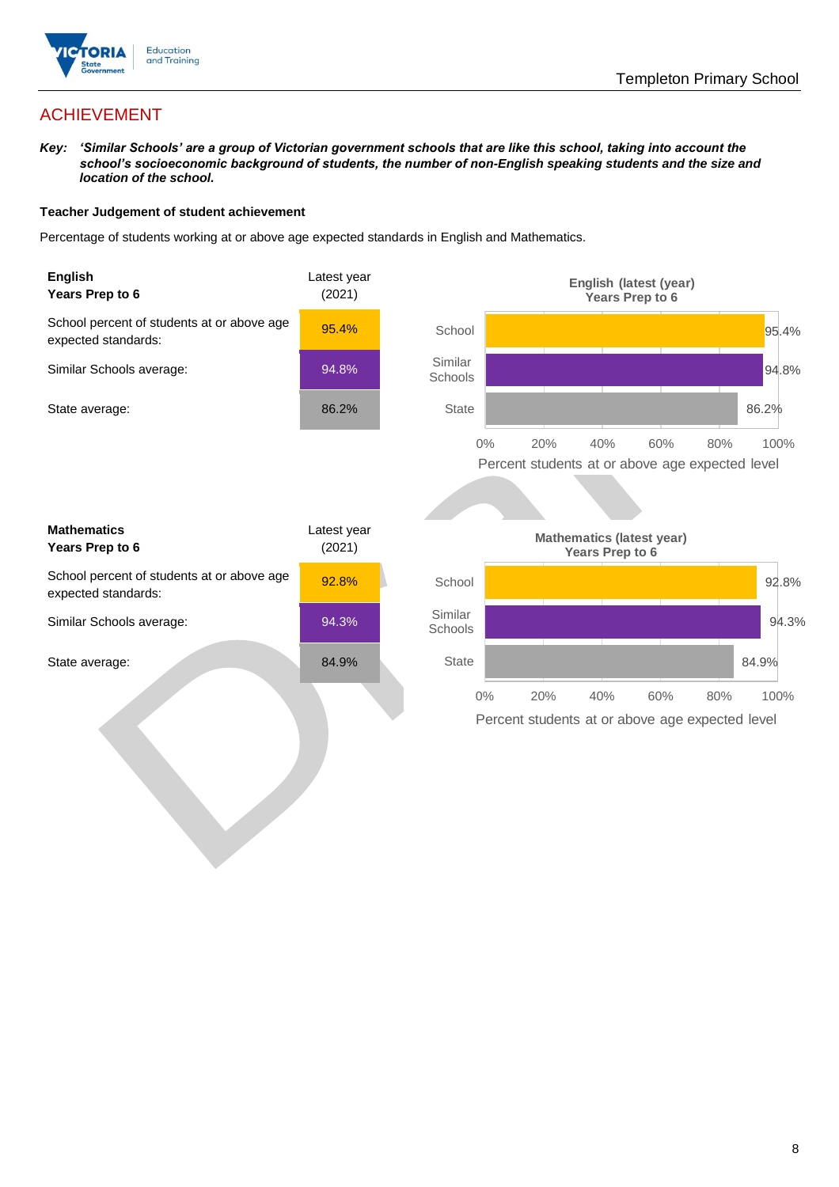## ACHIEVEMENT

***Key:*** ***'Similar Schools' are a group of Victorian government schools that are like this school, taking into account the school's socioeconomic background of students, the number of non-English speaking students and the size and location of the school.***

### Teacher Judgement of student achievement

Percentage of students working at or above age expected standards in English and Mathematics.

| **English** **Years Prep to 6** | Latest year (2021) |
|---|---|
| School percent of students at or above age expected standards: | 95.4% |
| Similar Schools average: | 94.8% |
| State average: | 86.2% |

**English (latest (year) Years Prep to 6**

| | Percent students at or above age expected level |
|---|---|
| School | 95.4% |
| Similar Schools | 94.8% |
| State | 86.2% |

| **Mathematics** **Years Prep to 6** | Latest year (2021) |
|---|---|
| School percent of students at or above age expected standards: | 92.8% |
| Similar Schools average: | 94.3% |
| State average: | 84.9% |

**Mathematics (latest year) Years Prep to 6**

| | Percent students at or above age expected level |
|---|---|
| School | 92.8% |
| Similar Schools | 94.3% |
| State | 84.9% |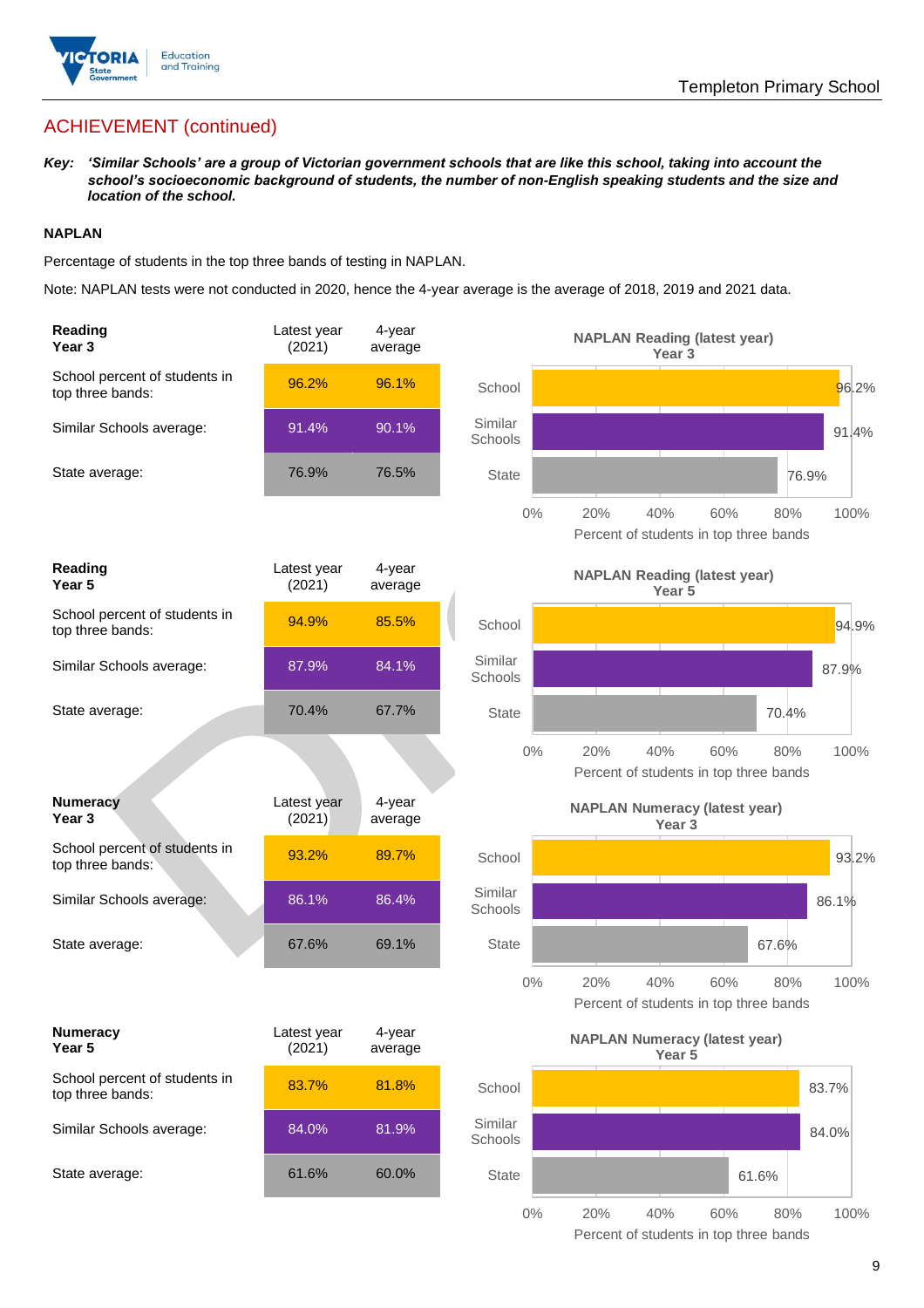## ACHIEVEMENT (continued)

***Key:*** ***'Similar Schools' are a group of Victorian government schools that are like this school, taking into account the school's socioeconomic background of students, the number of non-English speaking students and the size and location of the school.***

### NAPLAN

Percentage of students in the top three bands of testing in NAPLAN.

Note: NAPLAN tests were not conducted in 2020, hence the 4-year average is the average of 2018, 2019 and 2021 data.

| **Reading Year 3** | Latest year (2021) | 4-year average |
|---|---|---|
| School percent of students in top three bands: | 96.2% | 96.1% |
| Similar Schools average: | 91.4% | 90.1% |
| State average: | 76.9% | 76.5% |

**NAPLAN Reading (latest year) Year 3**

| | Percent of students in top three bands |
|---|---|
| School | 96.2% |
| Similar Schools | 91.4% |
| State | 76.9% |

| **Reading Year 5** | Latest year (2021) | 4-year average |
|---|---|---|
| School percent of students in top three bands: | 94.9% | 85.5% |
| Similar Schools average: | 87.9% | 84.1% |
| State average: | 70.4% | 67.7% |

**NAPLAN Reading (latest year) Year 5**

| | Percent of students in top three bands |
|---|---|
| School | 94.9% |
| Similar Schools | 87.9% |
| State | 70.4% |

| **Numeracy Year 3** | Latest year (2021) | 4-year average |
|---|---|---|
| School percent of students in top three bands: | 93.2% | 89.7% |
| Similar Schools average: | 86.1% | 86.4% |
| State average: | 67.6% | 69.1% |

**NAPLAN Numeracy (latest year) Year 3**

| | Percent of students in top three bands |
|---|---|
| School | 93.2% |
| Similar Schools | 86.1% |
| State | 67.6% |

| **Numeracy Year 5** | Latest year (2021) | 4-year average |
|---|---|---|
| School percent of students in top three bands: | 83.7% | 81.8% |
| Similar Schools average: | 84.0% | 81.9% |
| State average: | 61.6% | 60.0% |

**NAPLAN Numeracy (latest year) Year 5**

| | Percent of students in top three bands |
|---|---|
| School | 83.7% |
| Similar Schools | 84.0% |
| State | 61.6% |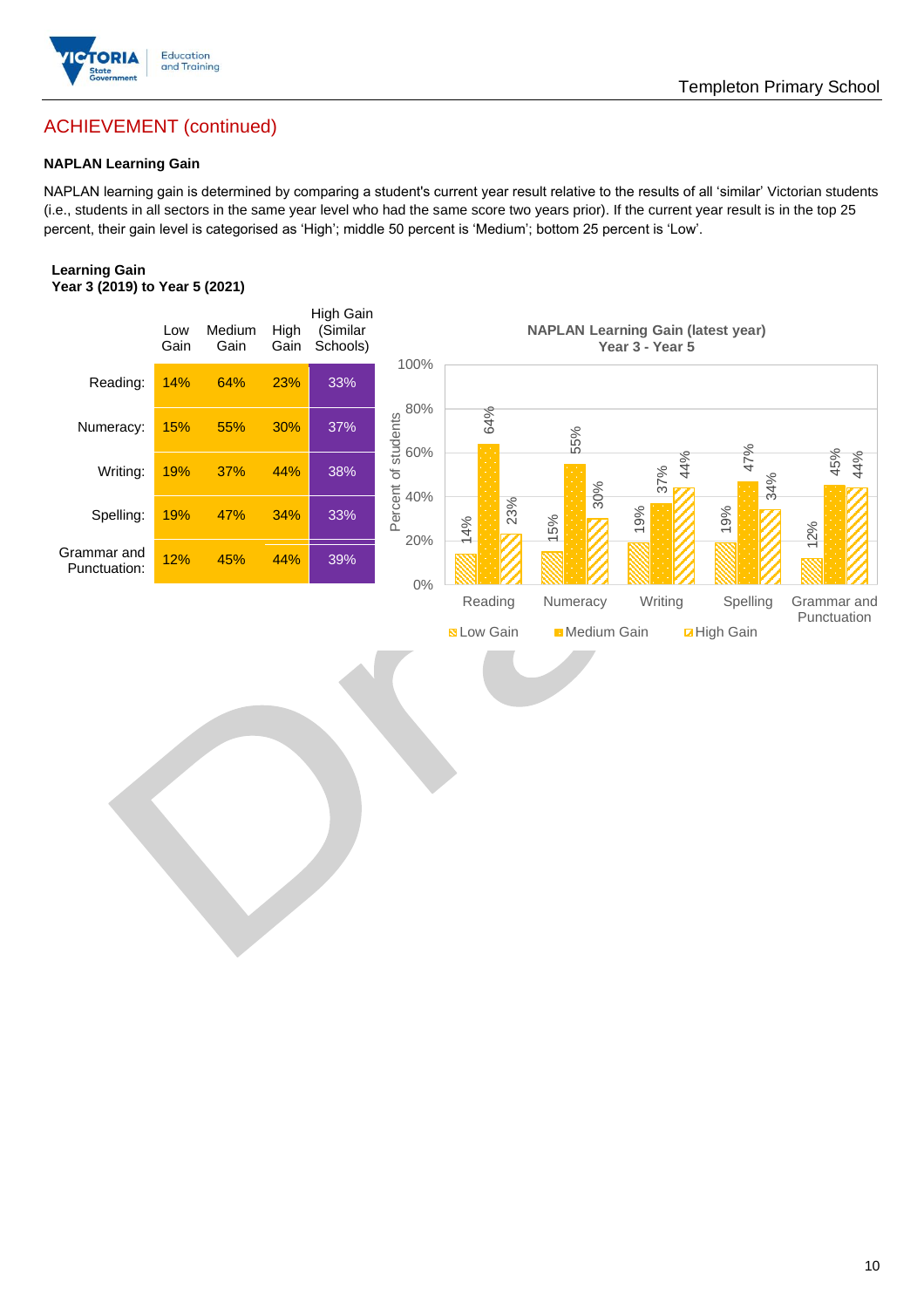## ACHIEVEMENT (continued)

### NAPLAN Learning Gain

NAPLAN learning gain is determined by comparing a student's current year result relative to the results of all 'similar' Victorian students (i.e., students in all sectors in the same year level who had the same score two years prior). If the current year result is in the top 25 percent, their gain level is categorised as 'High'; middle 50 percent is 'Medium'; bottom 25 percent is 'Low'.

**Learning Gain**
**Year 3 (2019) to Year 5 (2021)**

| | Low Gain | Medium Gain | High Gain | High Gain (Similar Schools) |
|---|---|---|---|---|
| Reading: | 14% | 64% | 23% | 33% |
| Numeracy: | 15% | 55% | 30% | 37% |
| Writing: | 19% | 37% | 44% | 38% |
| Spelling: | 19% | 47% | 34% | 33% |
| Grammar and Punctuation: | 12% | 45% | 44% | 39% |

**NAPLAN Learning Gain (latest year)**
**Year 3 - Year 5**

| | Low Gain | Medium Gain | High Gain |
|---|---|---|---|
| Reading | 14% | 64% | 23% |
| Numeracy | 15% | 55% | 30% |
| Writing | 19% | 37% | 44% |
| Spelling | 19% | 47% | 34% |
| Grammar and Punctuation | 12% | 45% | 44% |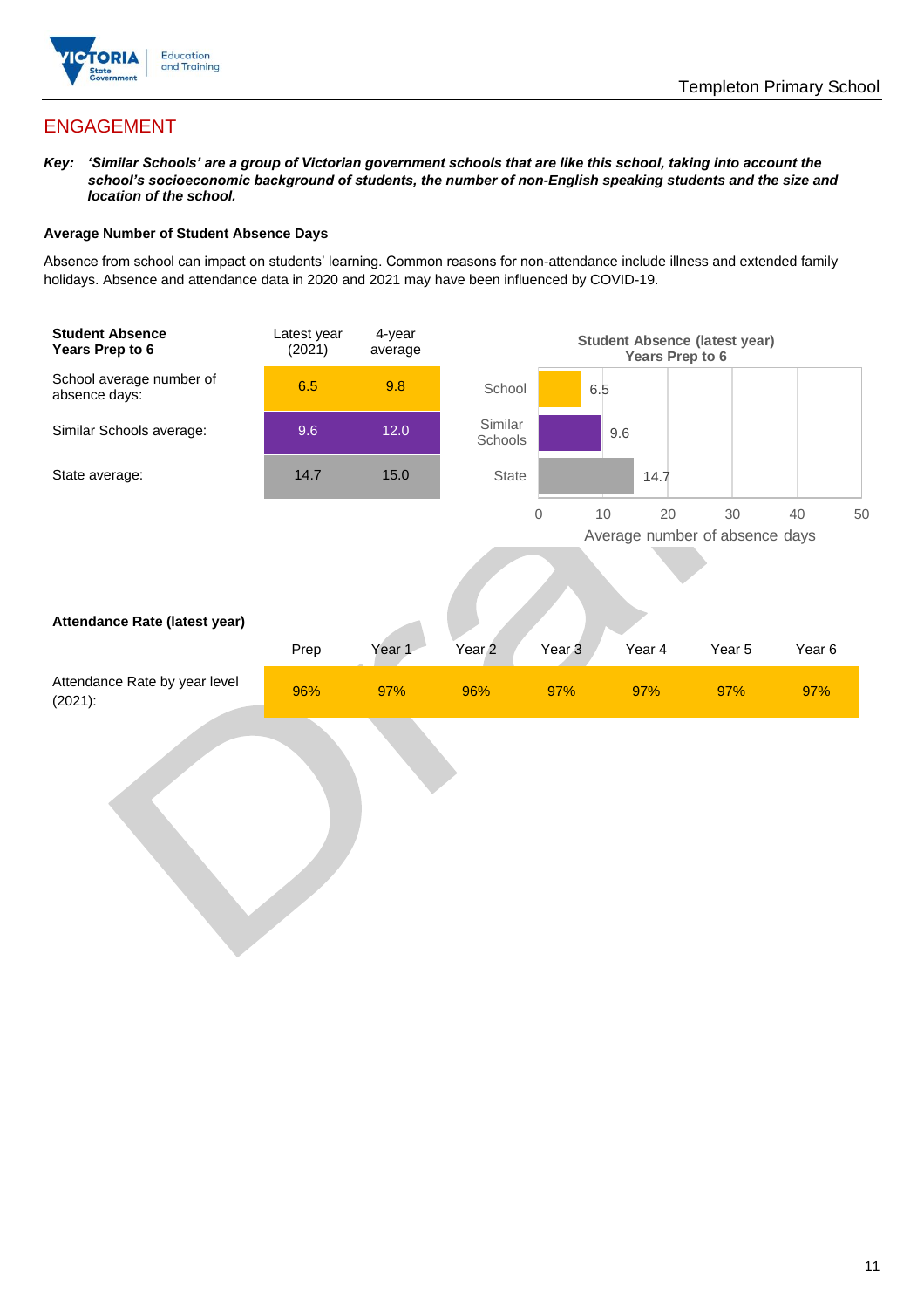# ENGAGEMENT

***Key:** 'Similar Schools' are a group of Victorian government schools that are like this school, taking into account the school's socioeconomic background of students, the number of non-English speaking students and the size and location of the school.*

**Average Number of Student Absence Days**

Absence from school can impact on students' learning. Common reasons for non-attendance include illness and extended family holidays. Absence and attendance data in 2020 and 2021 may have been influenced by COVID-19.

| **Student Absence Years Prep to 6** | Latest year (2021) | 4-year average |
|---|---|---|
| School average number of absence days: | 6.5 | 9.8 |
| Similar Schools average: | 9.6 | 12.0 |
| State average: | 14.7 | 15.0 |

**Student Absence (latest year) Years Prep to 6**

| | Average number of absence days |
|---|---|
| School | 6.5 |
| Similar Schools | 9.6 |
| State | 14.7 |

**Attendance Rate (latest year)**

| | Prep | Year 1 | Year 2 | Year 3 | Year 4 | Year 5 | Year 6 |
|---|---|---|---|---|---|---|---|
| Attendance Rate by year level (2021): | 96% | 97% | 96% | 97% | 97% | 97% | 97% |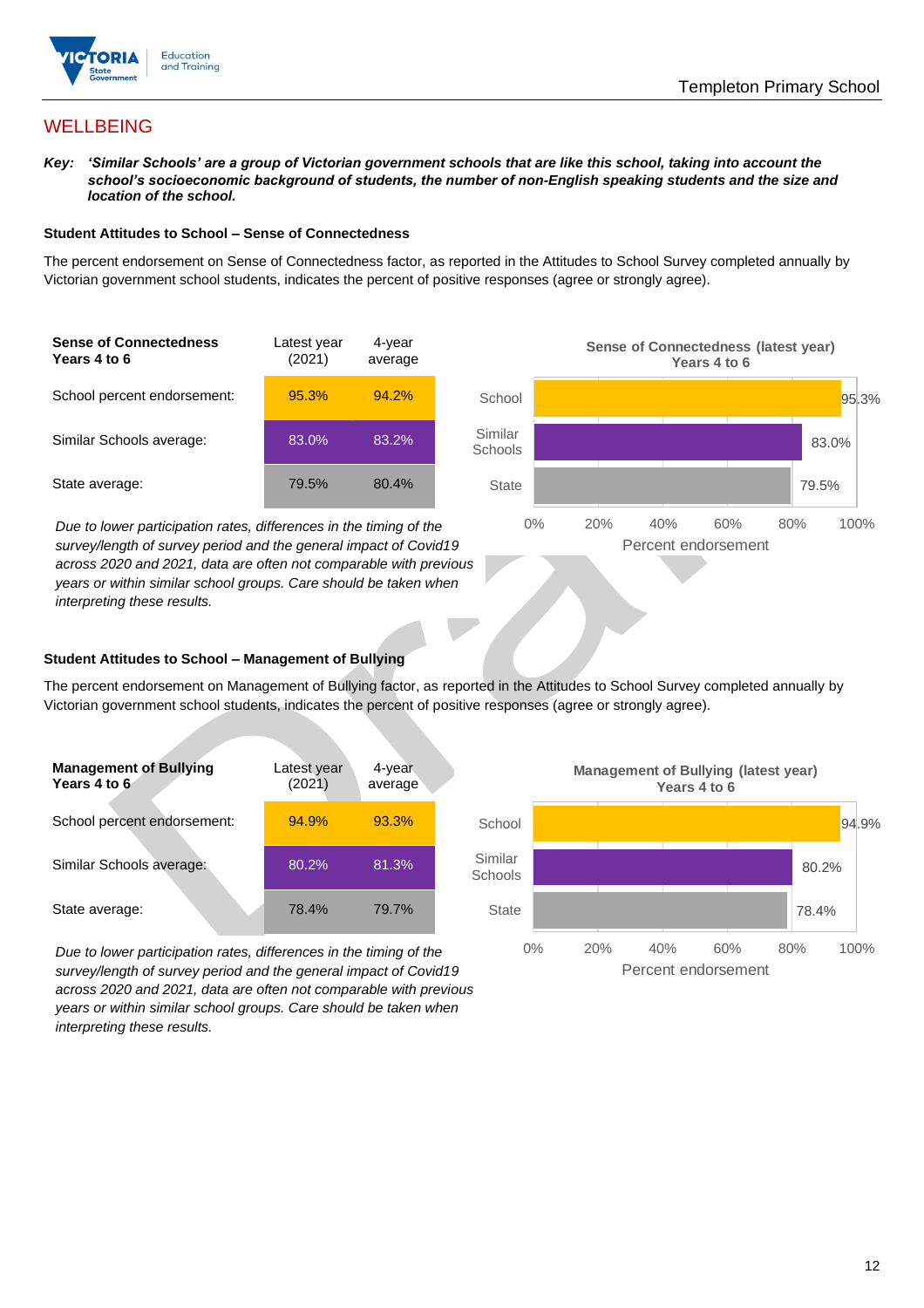## WELLBEING

***Key:*** ***'Similar Schools' are a group of Victorian government schools that are like this school, taking into account the school's socioeconomic background of students, the number of non-English speaking students and the size and location of the school.***

### Student Attitudes to School – Sense of Connectedness

The percent endorsement on Sense of Connectedness factor, as reported in the Attitudes to School Survey completed annually by Victorian government school students, indicates the percent of positive responses (agree or strongly agree).

| Sense of Connectedness Years 4 to 6 | Latest year (2021) | 4-year average |
|---|---|---|
| School percent endorsement: | 95.3% | 94.2% |
| Similar Schools average: | 83.0% | 83.2% |
| State average: | 79.5% | 80.4% |

**Sense of Connectedness (latest year) Years 4 to 6**

| | Percent endorsement |
|---|---|
| School | 95.3% |
| Similar Schools | 83.0% |
| State | 79.5% |

*Due to lower participation rates, differences in the timing of the survey/length of survey period and the general impact of Covid19 across 2020 and 2021, data are often not comparable with previous years or within similar school groups. Care should be taken when interpreting these results.*

### Student Attitudes to School – Management of Bullying

The percent endorsement on Management of Bullying factor, as reported in the Attitudes to School Survey completed annually by Victorian government school students, indicates the percent of positive responses (agree or strongly agree).

| Management of Bullying Years 4 to 6 | Latest year (2021) | 4-year average |
|---|---|---|
| School percent endorsement: | 94.9% | 93.3% |
| Similar Schools average: | 80.2% | 81.3% |
| State average: | 78.4% | 79.7% |

**Management of Bullying (latest year) Years 4 to 6**

| | Percent endorsement |
|---|---|
| School | 94.9% |
| Similar Schools | 80.2% |
| State | 78.4% |

*Due to lower participation rates, differences in the timing of the survey/length of survey period and the general impact of Covid19 across 2020 and 2021, data are often not comparable with previous years or within similar school groups. Care should be taken when interpreting these results.*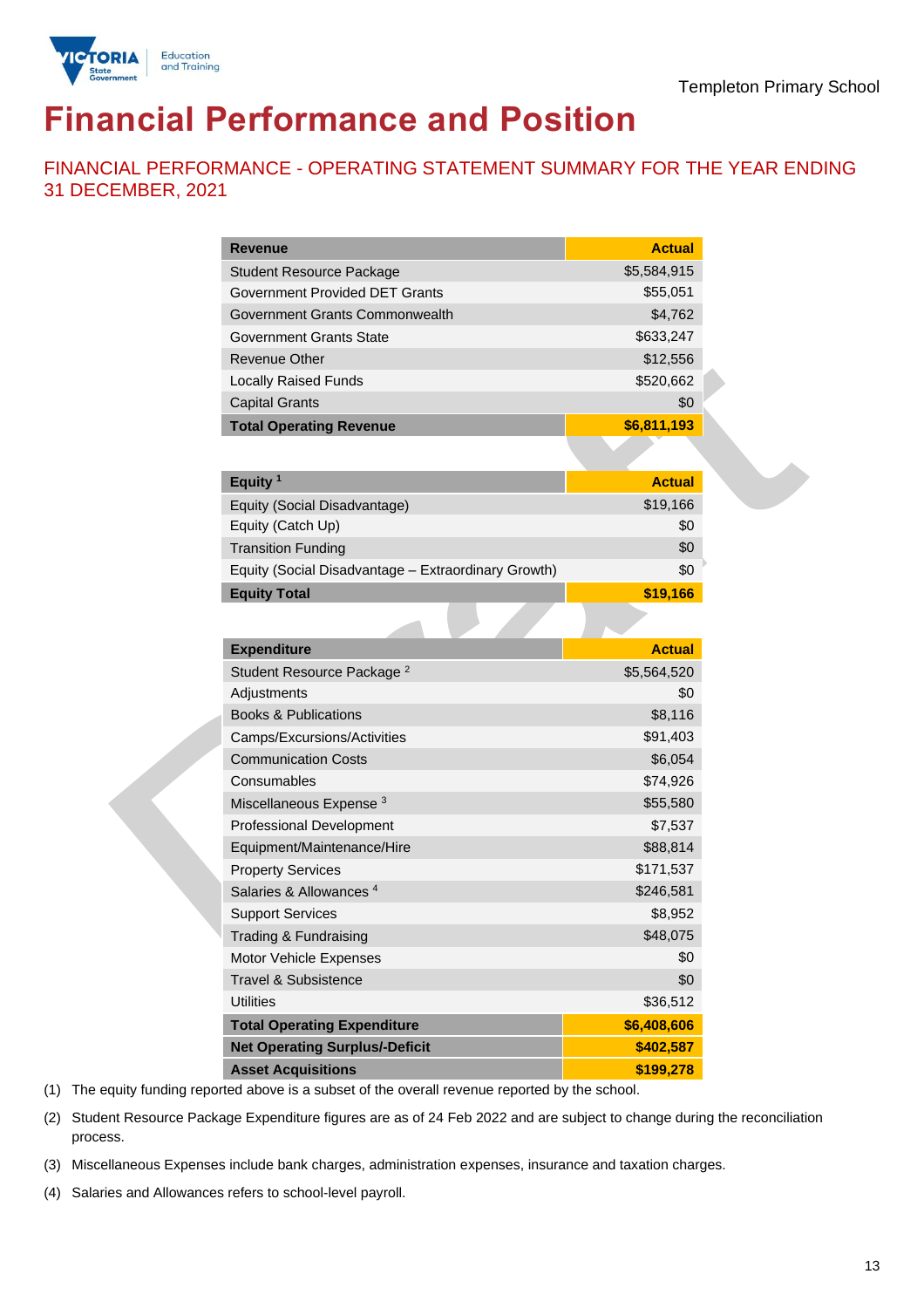# Financial Performance and Position

## FINANCIAL PERFORMANCE - OPERATING STATEMENT SUMMARY FOR THE YEAR ENDING 31 DECEMBER, 2021

| Revenue | Actual |
|---|---|
| Student Resource Package | $5,584,915 |
| Government Provided DET Grants | $55,051 |
| Government Grants Commonwealth | $4,762 |
| Government Grants State | $633,247 |
| Revenue Other | $12,556 |
| Locally Raised Funds | $520,662 |
| Capital Grants | $0 |
| **Total Operating Revenue** | **$6,811,193** |

| Equity [1] | Actual |
|---|---|
| Equity (Social Disadvantage) | $19,166 |
| Equity (Catch Up) | $0 |
| Transition Funding | $0 |
| Equity (Social Disadvantage – Extraordinary Growth) | $0 |
| **Equity Total** | **$19,166** |

| Expenditure | Actual |
|---|---|
| Student Resource Package [2] | $5,564,520 |
| Adjustments | $0 |
| Books & Publications | $8,116 |
| Camps/Excursions/Activities | $91,403 |
| Communication Costs | $6,054 |
| Consumables | $74,926 |
| Miscellaneous Expense [3] | $55,580 |
| Professional Development | $7,537 |
| Equipment/Maintenance/Hire | $88,814 |
| Property Services | $171,537 |
| Salaries & Allowances [4] | $246,581 |
| Support Services | $8,952 |
| Trading & Fundraising | $48,075 |
| Motor Vehicle Expenses | $0 |
| Travel & Subsistence | $0 |
| Utilities | $36,512 |
| **Total Operating Expenditure** | **$6,408,606** |
| **Net Operating Surplus/-Deficit** | **$402,587** |
| **Asset Acquisitions** | **$199,278** |

(1) The equity funding reported above is a subset of the overall revenue reported by the school.

(2) Student Resource Package Expenditure figures are as of 24 Feb 2022 and are subject to change during the reconciliation process.

(3) Miscellaneous Expenses include bank charges, administration expenses, insurance and taxation charges.

(4) Salaries and Allowances refers to school-level payroll.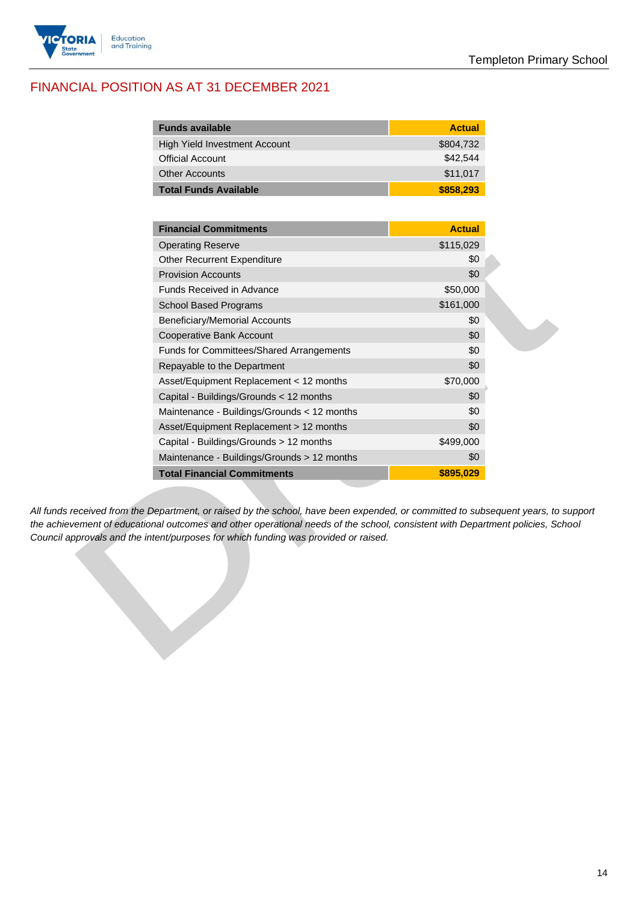## FINANCIAL POSITION AS AT 31 DECEMBER 2021

| Funds available | Actual |
|---|---|
| High Yield Investment Account | $804,732 |
| Official Account | $42,544 |
| Other Accounts | $11,017 |
| **Total Funds Available** | **$858,293** |

| Financial Commitments | Actual |
|---|---|
| Operating Reserve | $115,029 |
| Other Recurrent Expenditure | $0 |
| Provision Accounts | $0 |
| Funds Received in Advance | $50,000 |
| School Based Programs | $161,000 |
| Beneficiary/Memorial Accounts | $0 |
| Cooperative Bank Account | $0 |
| Funds for Committees/Shared Arrangements | $0 |
| Repayable to the Department | $0 |
| Asset/Equipment Replacement < 12 months | $70,000 |
| Capital - Buildings/Grounds < 12 months | $0 |
| Maintenance - Buildings/Grounds < 12 months | $0 |
| Asset/Equipment Replacement > 12 months | $0 |
| Capital - Buildings/Grounds > 12 months | $499,000 |
| Maintenance - Buildings/Grounds > 12 months | $0 |
| **Total Financial Commitments** | **$895,029** |

*All funds received from the Department, or raised by the school, have been expended, or committed to subsequent years, to support the achievement of educational outcomes and other operational needs of the school, consistent with Department policies, School Council approvals and the intent/purposes for which funding was provided or raised.*